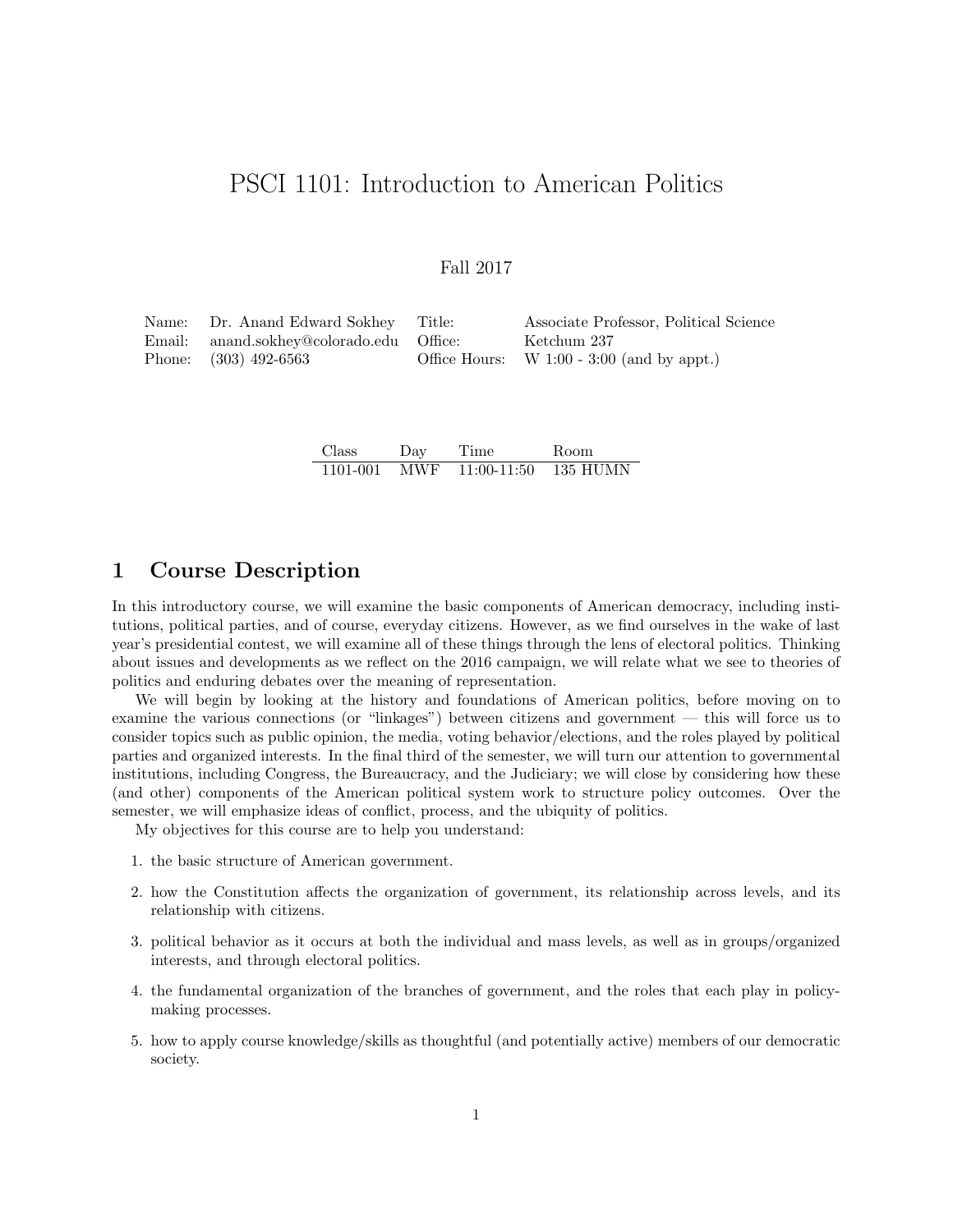# PSCI 1101: Introduction to American Politics

Fall 2017

| | | | |
|---|---|---|---|
| Name: | Dr. Anand Edward Sokhey | Title: | Associate Professor, Political Science |
| Email: | anand.sokhey@colorado.edu | Office: | Ketchum 237 |
| Phone: | (303) 492-6563 | Office Hours: | W 1:00 - 3:00 (and by appt.) |

| Class | Day | Time | Room |
|---|---|---|---|
| 1101-001 | MWF | 11:00-11:50 | 135 HUMN |

## 1 Course Description

In this introductory course, we will examine the basic components of American democracy, including institutions, political parties, and of course, everyday citizens. However, as we find ourselves in the wake of last year's presidential contest, we will examine all of these things through the lens of electoral politics. Thinking about issues and developments as we reflect on the 2016 campaign, we will relate what we see to theories of politics and enduring debates over the meaning of representation.

We will begin by looking at the history and foundations of American politics, before moving on to examine the various connections (or "linkages") between citizens and government — this will force us to consider topics such as public opinion, the media, voting behavior/elections, and the roles played by political parties and organized interests. In the final third of the semester, we will turn our attention to governmental institutions, including Congress, the Bureaucracy, and the Judiciary; we will close by considering how these (and other) components of the American political system work to structure policy outcomes. Over the semester, we will emphasize ideas of conflict, process, and the ubiquity of politics.

My objectives for this course are to help you understand:

1. the basic structure of American government.
2. how the Constitution affects the organization of government, its relationship across levels, and its relationship with citizens.
3. political behavior as it occurs at both the individual and mass levels, as well as in groups/organized interests, and through electoral politics.
4. the fundamental organization of the branches of government, and the roles that each play in policy-making processes.
5. how to apply course knowledge/skills as thoughtful (and potentially active) members of our democratic society.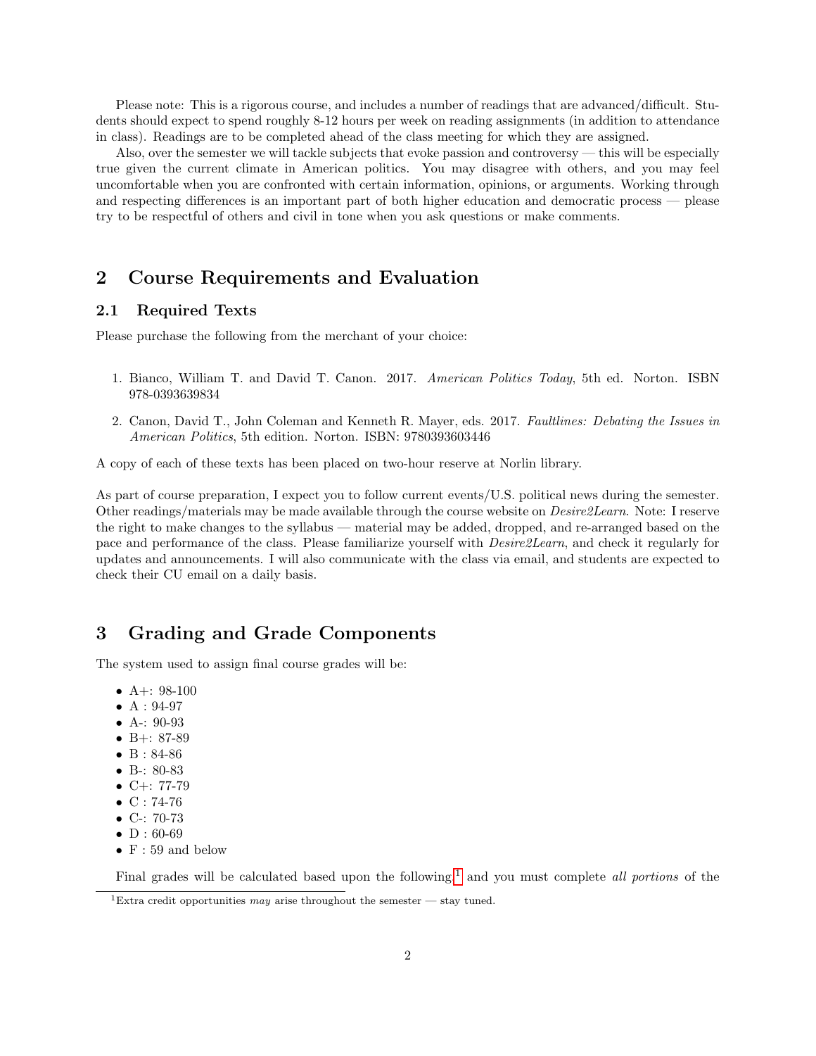Please note: This is a rigorous course, and includes a number of readings that are advanced/difficult. Students should expect to spend roughly 8-12 hours per week on reading assignments (in addition to attendance in class). Readings are to be completed ahead of the class meeting for which they are assigned.

Also, over the semester we will tackle subjects that evoke passion and controversy — this will be especially true given the current climate in American politics. You may disagree with others, and you may feel uncomfortable when you are confronted with certain information, opinions, or arguments. Working through and respecting differences is an important part of both higher education and democratic process — please try to be respectful of others and civil in tone when you ask questions or make comments.

# 2 Course Requirements and Evaluation

## 2.1 Required Texts

Please purchase the following from the merchant of your choice:

1. Bianco, William T. and David T. Canon. 2017. *American Politics Today*, 5th ed. Norton. ISBN 978-0393639834
2. Canon, David T., John Coleman and Kenneth R. Mayer, eds. 2017. *Faultlines: Debating the Issues in American Politics*, 5th edition. Norton. ISBN: 9780393603446

A copy of each of these texts has been placed on two-hour reserve at Norlin library.

As part of course preparation, I expect you to follow current events/U.S. political news during the semester. Other readings/materials may be made available through the course website on *Desire2Learn*. Note: I reserve the right to make changes to the syllabus — material may be added, dropped, and re-arranged based on the pace and performance of the class. Please familiarize yourself with *Desire2Learn*, and check it regularly for updates and announcements. I will also communicate with the class via email, and students are expected to check their CU email on a daily basis.

# 3 Grading and Grade Components

The system used to assign final course grades will be:

- A+: 98-100
- A : 94-97
- A-: 90-93
- B+: 87-89
- B : 84-86
- B-: 80-83
- C+: 77-79
- C : 74-76
- C-: 70-73
- D : 60-69
- F : 59 and below

Final grades will be calculated based upon the following,[1] and you must complete *all portions* of the

[1] Extra credit opportunities *may* arise throughout the semester — stay tuned.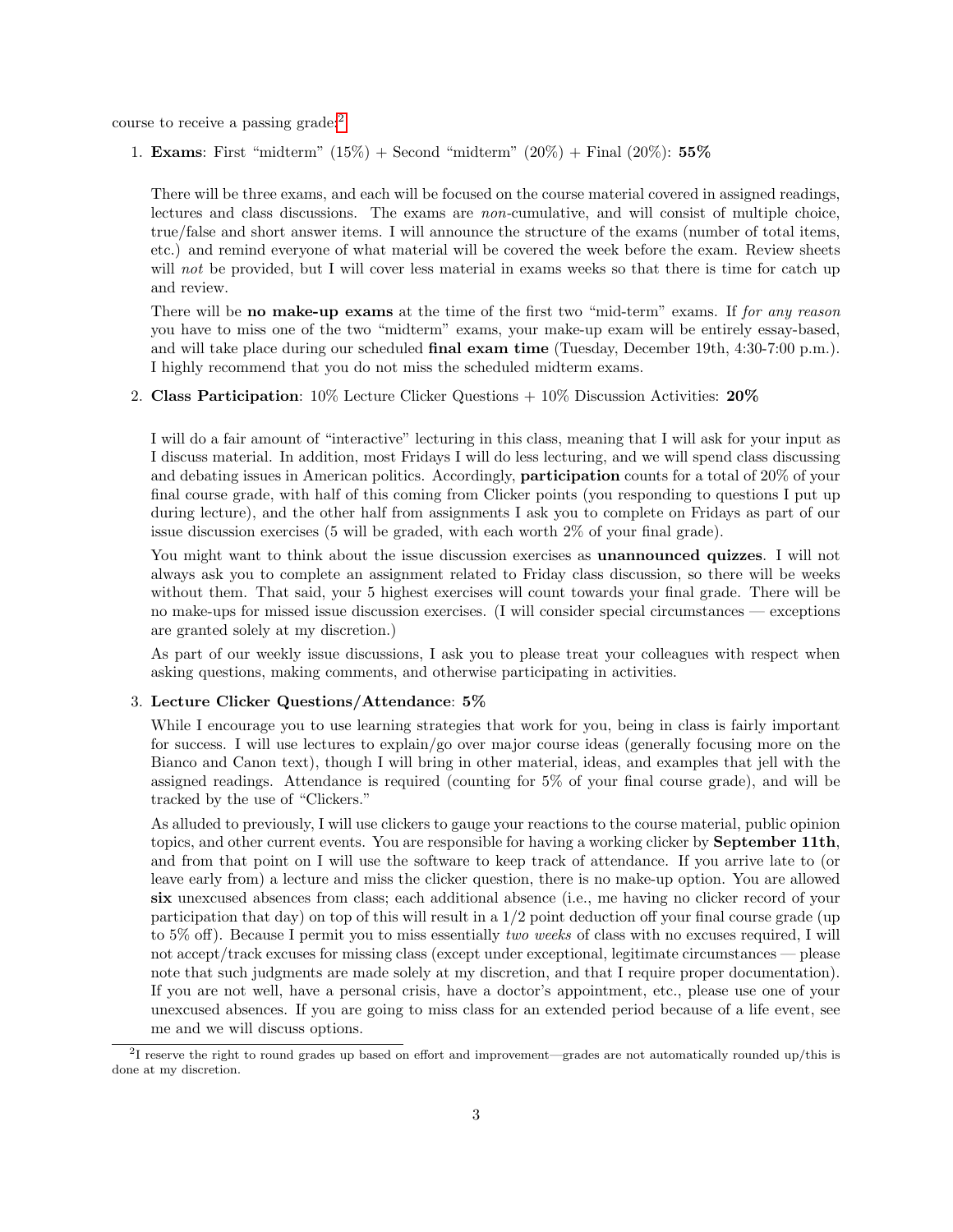course to receive a passing grade:[2]

1. **Exams**: First "midterm" (15%) + Second "midterm" (20%) + Final (20%): **55%**

   There will be three exams, and each will be focused on the course material covered in assigned readings, lectures and class discussions. The exams are *non*-cumulative, and will consist of multiple choice, true/false and short answer items. I will announce the structure of the exams (number of total items, etc.) and remind everyone of what material will be covered the week before the exam. Review sheets will *not* be provided, but I will cover less material in exams weeks so that there is time for catch up and review.

   There will be **no make-up exams** at the time of the first two "mid-term" exams. If *for any reason* you have to miss one of the two "midterm" exams, your make-up exam will be entirely essay-based, and will take place during our scheduled **final exam time** (Tuesday, December 19th, 4:30-7:00 p.m.). I highly recommend that you do not miss the scheduled midterm exams.

2. **Class Participation**: 10% Lecture Clicker Questions + 10% Discussion Activities: **20%**

   I will do a fair amount of "interactive" lecturing in this class, meaning that I will ask for your input as I discuss material. In addition, most Fridays I will do less lecturing, and we will spend class discussing and debating issues in American politics. Accordingly, **participation** counts for a total of 20% of your final course grade, with half of this coming from Clicker points (you responding to questions I put up during lecture), and the other half from assignments I ask you to complete on Fridays as part of our issue discussion exercises (5 will be graded, with each worth 2% of your final grade).

   You might want to think about the issue discussion exercises as **unannounced quizzes**. I will not always ask you to complete an assignment related to Friday class discussion, so there will be weeks without them. That said, your 5 highest exercises will count towards your final grade. There will be no make-ups for missed issue discussion exercises. (I will consider special circumstances — exceptions are granted solely at my discretion.)

   As part of our weekly issue discussions, I ask you to please treat your colleagues with respect when asking questions, making comments, and otherwise participating in activities.

3. **Lecture Clicker Questions/Attendance**: **5%**

   While I encourage you to use learning strategies that work for you, being in class is fairly important for success. I will use lectures to explain/go over major course ideas (generally focusing more on the Bianco and Canon text), though I will bring in other material, ideas, and examples that jell with the assigned readings. Attendance is required (counting for 5% of your final course grade), and will be tracked by the use of "Clickers."

   As alluded to previously, I will use clickers to gauge your reactions to the course material, public opinion topics, and other current events. You are responsible for having a working clicker by **September 11th**, and from that point on I will use the software to keep track of attendance. If you arrive late to (or leave early from) a lecture and miss the clicker question, there is no make-up option. You are allowed **six** unexcused absences from class; each additional absence (i.e., me having no clicker record of your participation that day) on top of this will result in a 1/2 point deduction off your final course grade (up to 5% off). Because I permit you to miss essentially *two weeks* of class with no excuses required, I will not accept/track excuses for missing class (except under exceptional, legitimate circumstances — please note that such judgments are made solely at my discretion, and that I require proper documentation). If you are not well, have a personal crisis, have a doctor's appointment, etc., please use one of your unexcused absences. If you are going to miss class for an extended period because of a life event, see me and we will discuss options.

---

[2] I reserve the right to round grades up based on effort and improvement—grades are not automatically rounded up/this is done at my discretion.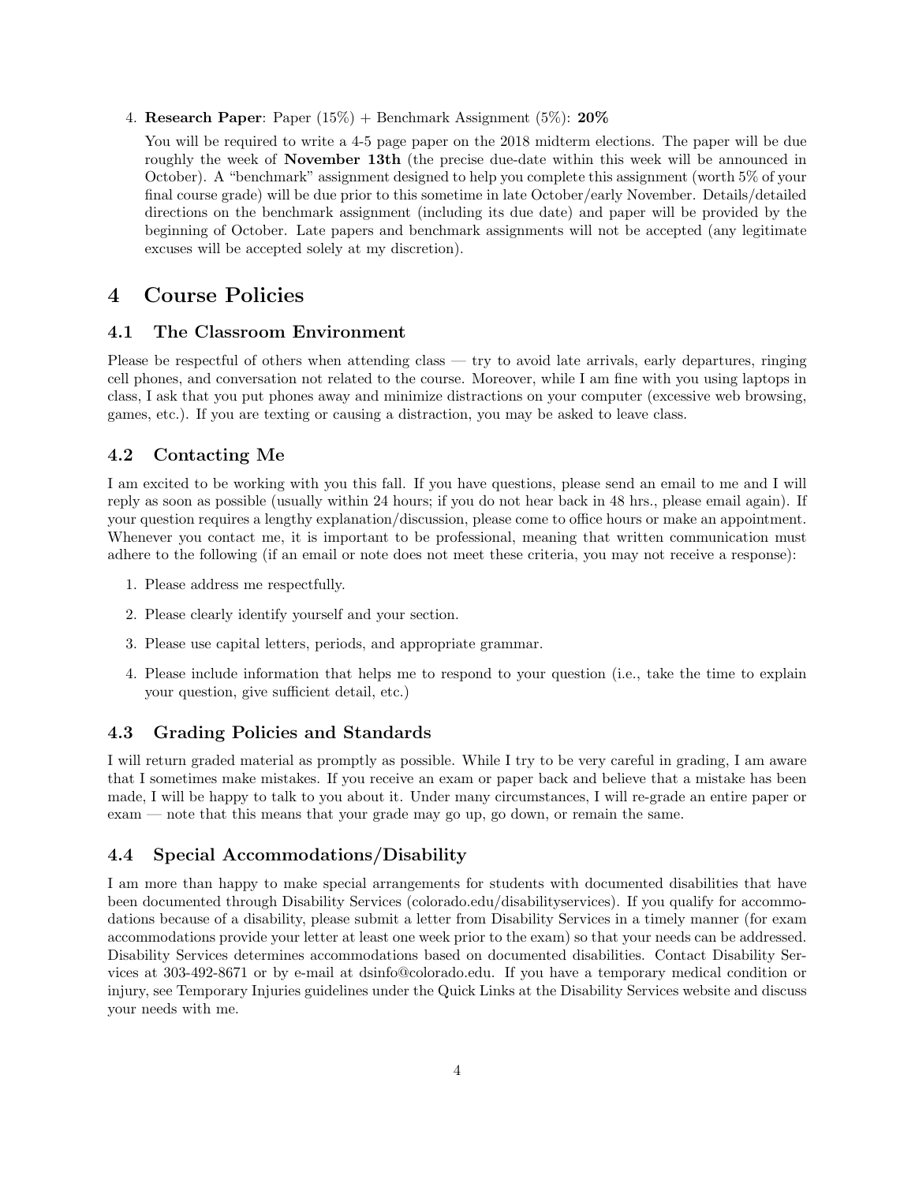4. **Research Paper**: Paper (15%) + Benchmark Assignment (5%): **20%**

   You will be required to write a 4-5 page paper on the 2018 midterm elections. The paper will be due roughly the week of **November 13th** (the precise due-date within this week will be announced in October). A "benchmark" assignment designed to help you complete this assignment (worth 5% of your final course grade) will be due prior to this sometime in late October/early November. Details/detailed directions on the benchmark assignment (including its due date) and paper will be provided by the beginning of October. Late papers and benchmark assignments will not be accepted (any legitimate excuses will be accepted solely at my discretion).

# 4 Course Policies

## 4.1 The Classroom Environment

Please be respectful of others when attending class — try to avoid late arrivals, early departures, ringing cell phones, and conversation not related to the course. Moreover, while I am fine with you using laptops in class, I ask that you put phones away and minimize distractions on your computer (excessive web browsing, games, etc.). If you are texting or causing a distraction, you may be asked to leave class.

## 4.2 Contacting Me

I am excited to be working with you this fall. If you have questions, please send an email to me and I will reply as soon as possible (usually within 24 hours; if you do not hear back in 48 hrs., please email again). If your question requires a lengthy explanation/discussion, please come to office hours or make an appointment. Whenever you contact me, it is important to be professional, meaning that written communication must adhere to the following (if an email or note does not meet these criteria, you may not receive a response):

1. Please address me respectfully.
2. Please clearly identify yourself and your section.
3. Please use capital letters, periods, and appropriate grammar.
4. Please include information that helps me to respond to your question (i.e., take the time to explain your question, give sufficient detail, etc.)

## 4.3 Grading Policies and Standards

I will return graded material as promptly as possible. While I try to be very careful in grading, I am aware that I sometimes make mistakes. If you receive an exam or paper back and believe that a mistake has been made, I will be happy to talk to you about it. Under many circumstances, I will re-grade an entire paper or exam — note that this means that your grade may go up, go down, or remain the same.

## 4.4 Special Accommodations/Disability

I am more than happy to make special arrangements for students with documented disabilities that have been documented through Disability Services (colorado.edu/disabilityservices). If you qualify for accommodations because of a disability, please submit a letter from Disability Services in a timely manner (for exam accommodations provide your letter at least one week prior to the exam) so that your needs can be addressed. Disability Services determines accommodations based on documented disabilities. Contact Disability Services at 303-492-8671 or by e-mail at dsinfo@colorado.edu. If you have a temporary medical condition or injury, see Temporary Injuries guidelines under the Quick Links at the Disability Services website and discuss your needs with me.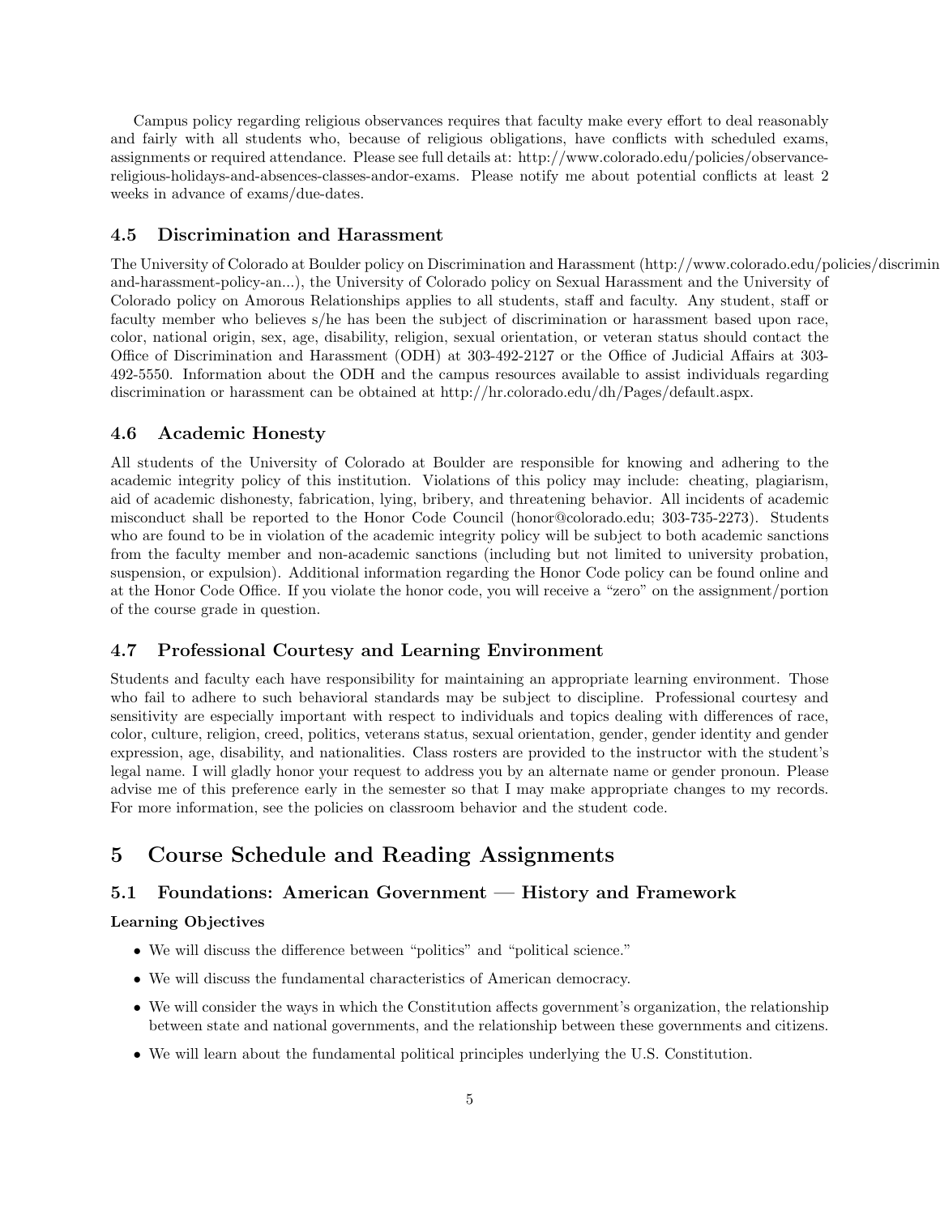Campus policy regarding religious observances requires that faculty make every effort to deal reasonably and fairly with all students who, because of religious obligations, have conflicts with scheduled exams, assignments or required attendance. Please see full details at: http://www.colorado.edu/policies/observance-religious-holidays-and-absences-classes-andor-exams. Please notify me about potential conflicts at least 2 weeks in advance of exams/due-dates.

### 4.5 Discrimination and Harassment

The University of Colorado at Boulder policy on Discrimination and Harassment (http://www.colorado.edu/policies/discrimin and-harassment-policy-an...), the University of Colorado policy on Sexual Harassment and the University of Colorado policy on Amorous Relationships applies to all students, staff and faculty. Any student, staff or faculty member who believes s/he has been the subject of discrimination or harassment based upon race, color, national origin, sex, age, disability, religion, sexual orientation, or veteran status should contact the Office of Discrimination and Harassment (ODH) at 303-492-2127 or the Office of Judicial Affairs at 303-492-5550. Information about the ODH and the campus resources available to assist individuals regarding discrimination or harassment can be obtained at http://hr.colorado.edu/dh/Pages/default.aspx.

### 4.6 Academic Honesty

All students of the University of Colorado at Boulder are responsible for knowing and adhering to the academic integrity policy of this institution. Violations of this policy may include: cheating, plagiarism, aid of academic dishonesty, fabrication, lying, bribery, and threatening behavior. All incidents of academic misconduct shall be reported to the Honor Code Council (honor@colorado.edu; 303-735-2273). Students who are found to be in violation of the academic integrity policy will be subject to both academic sanctions from the faculty member and non-academic sanctions (including but not limited to university probation, suspension, or expulsion). Additional information regarding the Honor Code policy can be found online and at the Honor Code Office. If you violate the honor code, you will receive a "zero" on the assignment/portion of the course grade in question.

### 4.7 Professional Courtesy and Learning Environment

Students and faculty each have responsibility for maintaining an appropriate learning environment. Those who fail to adhere to such behavioral standards may be subject to discipline. Professional courtesy and sensitivity are especially important with respect to individuals and topics dealing with differences of race, color, culture, religion, creed, politics, veterans status, sexual orientation, gender, gender identity and gender expression, age, disability, and nationalities. Class rosters are provided to the instructor with the student's legal name. I will gladly honor your request to address you by an alternate name or gender pronoun. Please advise me of this preference early in the semester so that I may make appropriate changes to my records. For more information, see the policies on classroom behavior and the student code.

## 5 Course Schedule and Reading Assignments

### 5.1 Foundations: American Government — History and Framework

**Learning Objectives**

- We will discuss the difference between "politics" and "political science."
- We will discuss the fundamental characteristics of American democracy.
- We will consider the ways in which the Constitution affects government's organization, the relationship between state and national governments, and the relationship between these governments and citizens.
- We will learn about the fundamental political principles underlying the U.S. Constitution.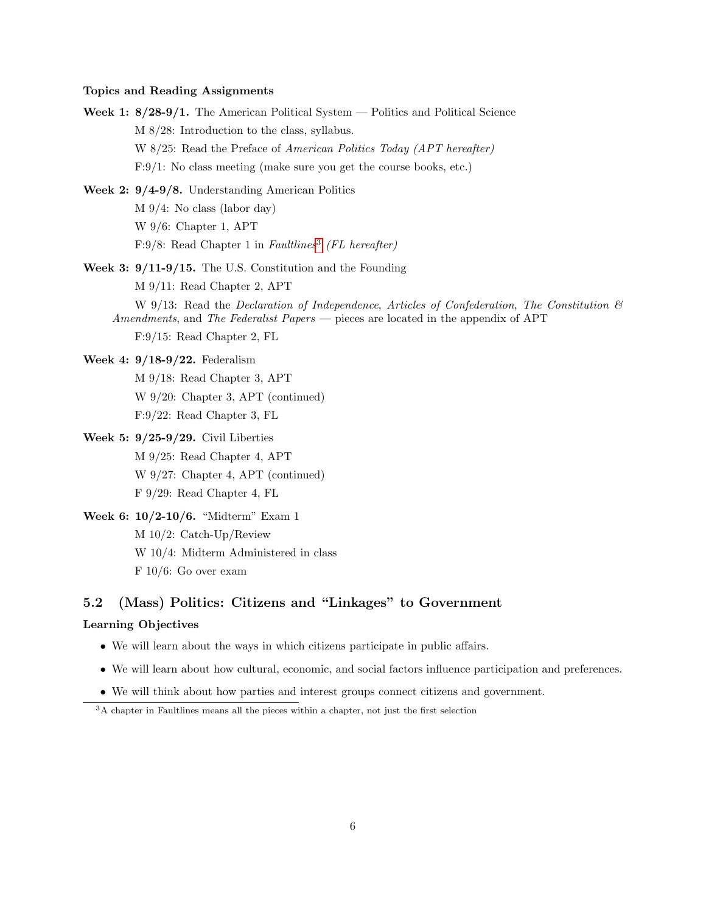**Topics and Reading Assignments**

**Week 1: 8/28-9/1.** The American Political System — Politics and Political Science

M 8/28: Introduction to the class, syllabus.

W 8/25: Read the Preface of *American Politics Today (APT hereafter)*

F:9/1: No class meeting (make sure you get the course books, etc.)

**Week 2: 9/4-9/8.** Understanding American Politics

M 9/4: No class (labor day)

W 9/6: Chapter 1, APT

F:9/8: Read Chapter 1 in *Faultlines*[3] *(FL hereafter)*

**Week 3: 9/11-9/15.** The U.S. Constitution and the Founding

M 9/11: Read Chapter 2, APT

W 9/13: Read the *Declaration of Independence*, *Articles of Confederation*, *The Constitution & Amendments*, and *The Federalist Papers* — pieces are located in the appendix of APT

F:9/15: Read Chapter 2, FL

**Week 4: 9/18-9/22.** Federalism

M 9/18: Read Chapter 3, APT

W 9/20: Chapter 3, APT (continued)

F:9/22: Read Chapter 3, FL

**Week 5: 9/25-9/29.** Civil Liberties

M 9/25: Read Chapter 4, APT

W 9/27: Chapter 4, APT (continued)

F 9/29: Read Chapter 4, FL

**Week 6: 10/2-10/6.** "Midterm" Exam 1

M 10/2: Catch-Up/Review

W 10/4: Midterm Administered in class

F 10/6: Go over exam

## 5.2 (Mass) Politics: Citizens and "Linkages" to Government

**Learning Objectives**

- We will learn about the ways in which citizens participate in public affairs.
- We will learn about how cultural, economic, and social factors influence participation and preferences.
- We will think about how parties and interest groups connect citizens and government.

[3] A chapter in Faultlines means all the pieces within a chapter, not just the first selection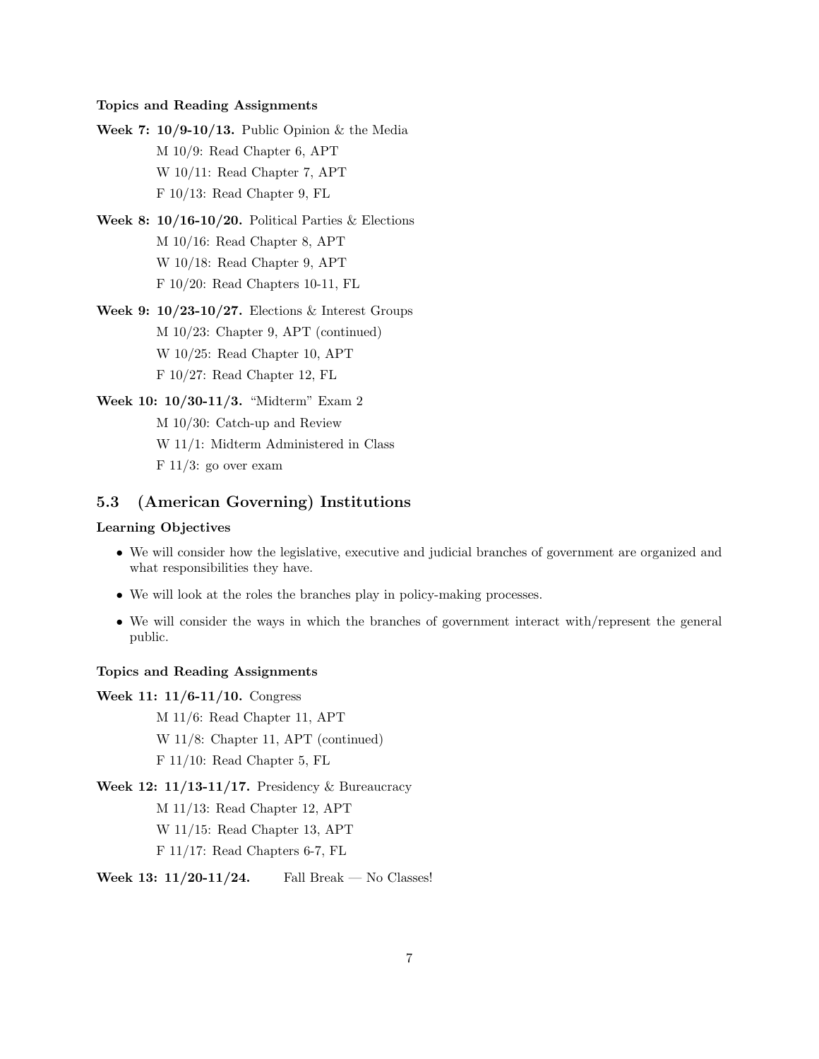**Topics and Reading Assignments**

**Week 7: 10/9-10/13.** Public Opinion & the Media

- M 10/9: Read Chapter 6, APT
- W 10/11: Read Chapter 7, APT
- F 10/13: Read Chapter 9, FL

**Week 8: 10/16-10/20.** Political Parties & Elections

- M 10/16: Read Chapter 8, APT
- W 10/18: Read Chapter 9, APT
- F 10/20: Read Chapters 10-11, FL

**Week 9: 10/23-10/27.** Elections & Interest Groups

- M 10/23: Chapter 9, APT (continued)
- W 10/25: Read Chapter 10, APT
- F 10/27: Read Chapter 12, FL

**Week 10: 10/30-11/3.** "Midterm" Exam 2

- M 10/30: Catch-up and Review
- W 11/1: Midterm Administered in Class
- F 11/3: go over exam

## 5.3 (American Governing) Institutions

**Learning Objectives**

- We will consider how the legislative, executive and judicial branches of government are organized and what responsibilities they have.
- We will look at the roles the branches play in policy-making processes.
- We will consider the ways in which the branches of government interact with/represent the general public.

**Topics and Reading Assignments**

**Week 11: 11/6-11/10.** Congress

- M 11/6: Read Chapter 11, APT
- W 11/8: Chapter 11, APT (continued)
- F 11/10: Read Chapter 5, FL

**Week 12: 11/13-11/17.** Presidency & Bureaucracy

- M 11/13: Read Chapter 12, APT
- W 11/15: Read Chapter 13, APT
- F 11/17: Read Chapters 6-7, FL

**Week 13: 11/20-11/24.** Fall Break — No Classes!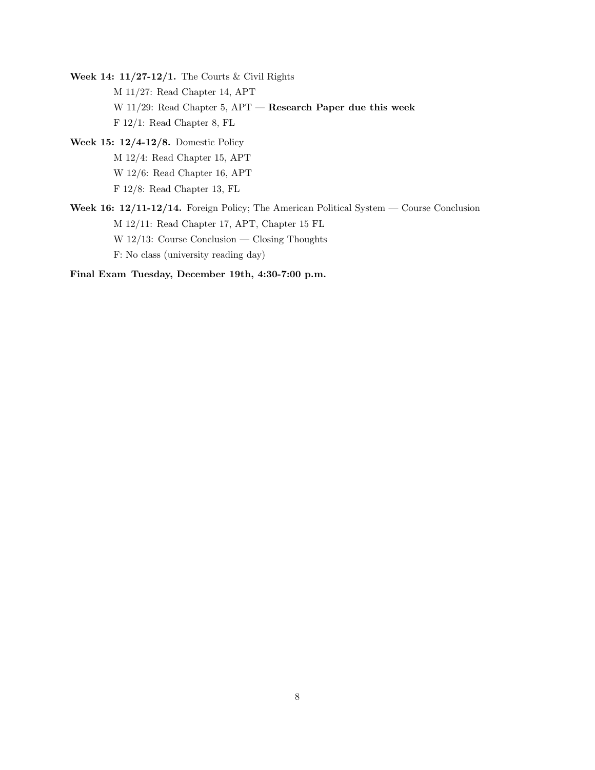**Week 14: 11/27-12/1.** The Courts & Civil Rights

M 11/27: Read Chapter 14, APT

W 11/29: Read Chapter 5, APT — **Research Paper due this week**

F 12/1: Read Chapter 8, FL

**Week 15: 12/4-12/8.** Domestic Policy

M 12/4: Read Chapter 15, APT

W 12/6: Read Chapter 16, APT

F 12/8: Read Chapter 13, FL

**Week 16: 12/11-12/14.** Foreign Policy; The American Political System — Course Conclusion

M 12/11: Read Chapter 17, APT, Chapter 15 FL

W 12/13: Course Conclusion — Closing Thoughts

F: No class (university reading day)

**Final Exam Tuesday, December 19th, 4:30-7:00 p.m.**